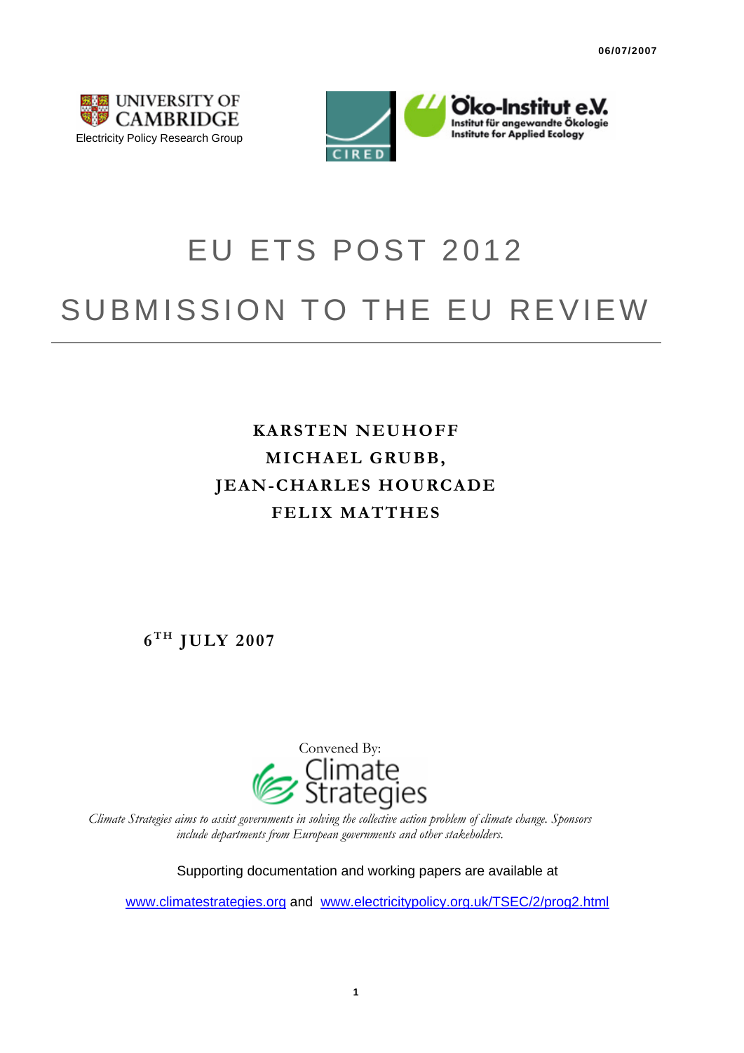06/07/2007

UNIVERSITY OF CAMBRIDGE
Electricity Policy Research Group

CIRED

Öko-Institut e.V.
Institut für angewandte Ökologie
Institute for Applied Ecology

# EU ETS POST 2012

# SUBMISSION TO THE EU REVIEW

**KARSTEN NEUHOFF**

**MICHAEL GRUBB,**

**JEAN-CHARLES HOURCADE**

**FELIX MATTHES**

**6[TH] JULY 2007**

Convened By:

Climate Strategies

*Climate Strategies aims to assist governments in solving the collective action problem of climate change. Sponsors include departments from European governments and other stakeholders.*

Supporting documentation and working papers are available at

www.climatestrategies.org and www.electricitypolicy.org.uk/TSEC/2/prog2.html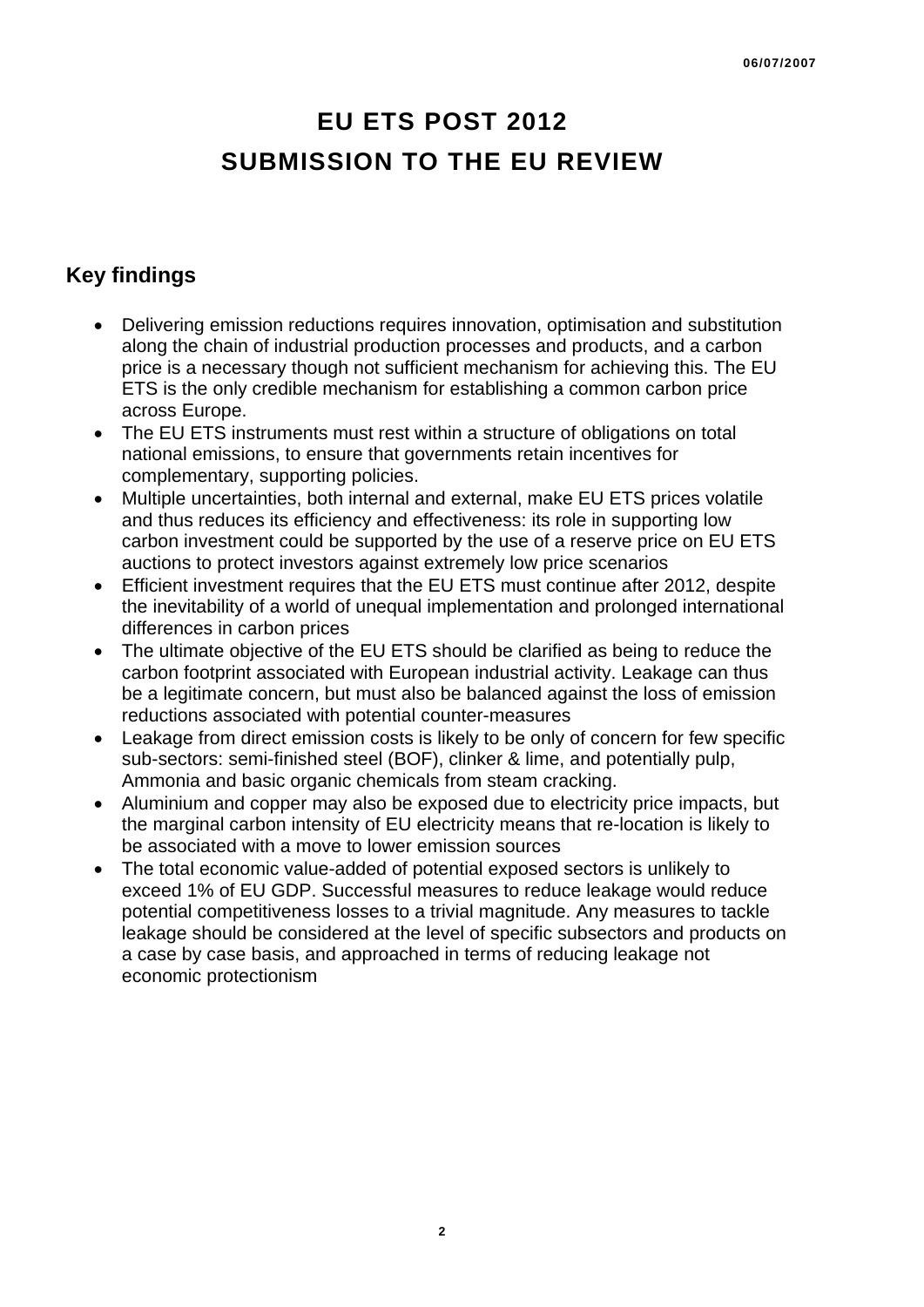# EU ETS POST 2012
# SUBMISSION TO THE EU REVIEW

## Key findings

- Delivering emission reductions requires innovation, optimisation and substitution along the chain of industrial production processes and products, and a carbon price is a necessary though not sufficient mechanism for achieving this. The EU ETS is the only credible mechanism for establishing a common carbon price across Europe.
- The EU ETS instruments must rest within a structure of obligations on total national emissions, to ensure that governments retain incentives for complementary, supporting policies.
- Multiple uncertainties, both internal and external, make EU ETS prices volatile and thus reduces its efficiency and effectiveness: its role in supporting low carbon investment could be supported by the use of a reserve price on EU ETS auctions to protect investors against extremely low price scenarios
- Efficient investment requires that the EU ETS must continue after 2012, despite the inevitability of a world of unequal implementation and prolonged international differences in carbon prices
- The ultimate objective of the EU ETS should be clarified as being to reduce the carbon footprint associated with European industrial activity. Leakage can thus be a legitimate concern, but must also be balanced against the loss of emission reductions associated with potential counter-measures
- Leakage from direct emission costs is likely to be only of concern for few specific sub-sectors: semi-finished steel (BOF), clinker & lime, and potentially pulp, Ammonia and basic organic chemicals from steam cracking.
- Aluminium and copper may also be exposed due to electricity price impacts, but the marginal carbon intensity of EU electricity means that re-location is likely to be associated with a move to lower emission sources
- The total economic value-added of potential exposed sectors is unlikely to exceed 1% of EU GDP. Successful measures to reduce leakage would reduce potential competitiveness losses to a trivial magnitude. Any measures to tackle leakage should be considered at the level of specific subsectors and products on a case by case basis, and approached in terms of reducing leakage not economic protectionism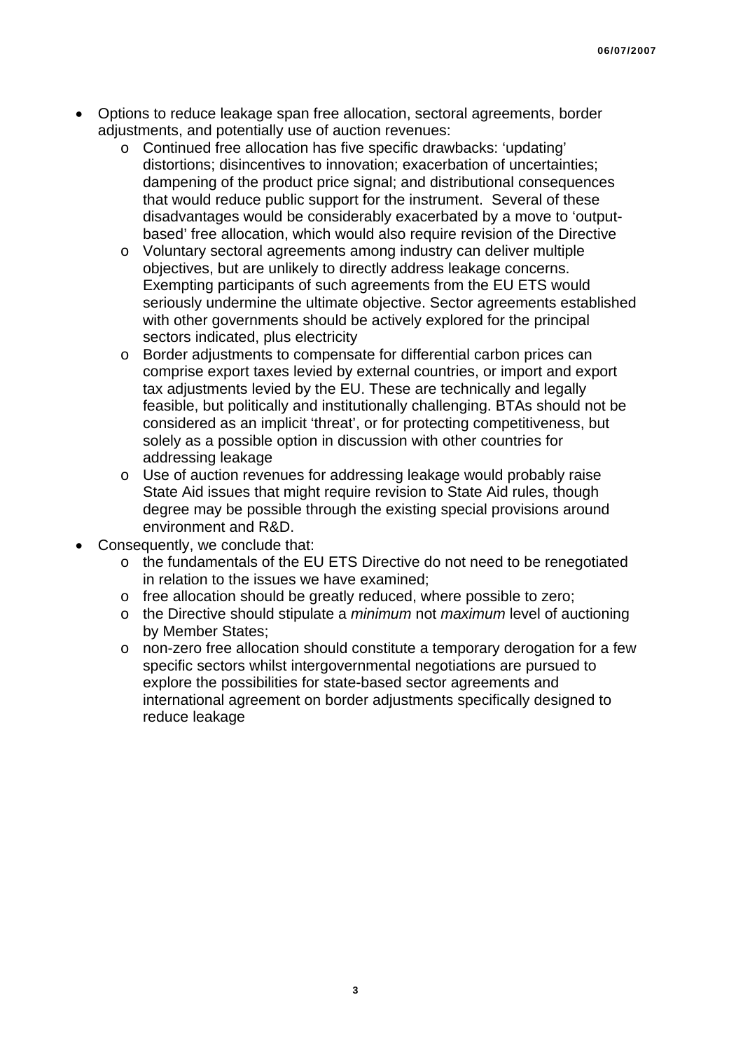- Options to reduce leakage span free allocation, sectoral agreements, border adjustments, and potentially use of auction revenues:
  - Continued free allocation has five specific drawbacks: 'updating' distortions; disincentives to innovation; exacerbation of uncertainties; dampening of the product price signal; and distributional consequences that would reduce public support for the instrument. Several of these disadvantages would be considerably exacerbated by a move to 'output-based' free allocation, which would also require revision of the Directive
  - Voluntary sectoral agreements among industry can deliver multiple objectives, but are unlikely to directly address leakage concerns. Exempting participants of such agreements from the EU ETS would seriously undermine the ultimate objective. Sector agreements established with other governments should be actively explored for the principal sectors indicated, plus electricity
  - Border adjustments to compensate for differential carbon prices can comprise export taxes levied by external countries, or import and export tax adjustments levied by the EU. These are technically and legally feasible, but politically and institutionally challenging. BTAs should not be considered as an implicit 'threat', or for protecting competitiveness, but solely as a possible option in discussion with other countries for addressing leakage
  - Use of auction revenues for addressing leakage would probably raise State Aid issues that might require revision to State Aid rules, though degree may be possible through the existing special provisions around environment and R&D.
- Consequently, we conclude that:
  - the fundamentals of the EU ETS Directive do not need to be renegotiated in relation to the issues we have examined;
  - free allocation should be greatly reduced, where possible to zero;
  - the Directive should stipulate a *minimum* not *maximum* level of auctioning by Member States;
  - non-zero free allocation should constitute a temporary derogation for a few specific sectors whilst intergovernmental negotiations are pursued to explore the possibilities for state-based sector agreements and international agreement on border adjustments specifically designed to reduce leakage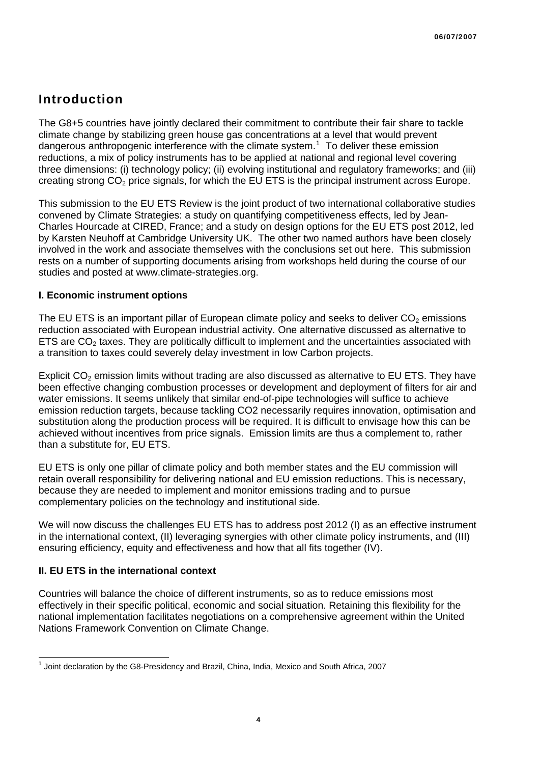## Introduction

The G8+5 countries have jointly declared their commitment to contribute their fair share to tackle climate change by stabilizing green house gas concentrations at a level that would prevent dangerous anthropogenic interference with the climate system.[1] To deliver these emission reductions, a mix of policy instruments has to be applied at national and regional level covering three dimensions: (i) technology policy; (ii) evolving institutional and regulatory frameworks; and (iii) creating strong $CO_2$ price signals, for which the EU ETS is the principal instrument across Europe.

This submission to the EU ETS Review is the joint product of two international collaborative studies convened by Climate Strategies: a study on quantifying competitiveness effects, led by Jean-Charles Hourcade at CIRED, France; and a study on design options for the EU ETS post 2012, led by Karsten Neuhoff at Cambridge University UK. The other two named authors have been closely involved in the work and associate themselves with the conclusions set out here. This submission rests on a number of supporting documents arising from workshops held during the course of our studies and posted at www.climate-strategies.org.

### I. Economic instrument options

The EU ETS is an important pillar of European climate policy and seeks to deliver $CO_2$ emissions reduction associated with European industrial activity. One alternative discussed as alternative to ETS are $CO_2$ taxes. They are politically difficult to implement and the uncertainties associated with a transition to taxes could severely delay investment in low Carbon projects.

Explicit $CO_2$ emission limits without trading are also discussed as alternative to EU ETS. They have been effective changing combustion processes or development and deployment of filters for air and water emissions. It seems unlikely that similar end-of-pipe technologies will suffice to achieve emission reduction targets, because tackling CO2 necessarily requires innovation, optimisation and substitution along the production process will be required. It is difficult to envisage how this can be achieved without incentives from price signals. Emission limits are thus a complement to, rather than a substitute for, EU ETS.

EU ETS is only one pillar of climate policy and both member states and the EU commission will retain overall responsibility for delivering national and EU emission reductions. This is necessary, because they are needed to implement and monitor emissions trading and to pursue complementary policies on the technology and institutional side.

We will now discuss the challenges EU ETS has to address post 2012 (I) as an effective instrument in the international context, (II) leveraging synergies with other climate policy instruments, and (III) ensuring efficiency, equity and effectiveness and how that all fits together (IV).

### II. EU ETS in the international context

Countries will balance the choice of different instruments, so as to reduce emissions most effectively in their specific political, economic and social situation. Retaining this flexibility for the national implementation facilitates negotiations on a comprehensive agreement within the United Nations Framework Convention on Climate Change.

[1] Joint declaration by the G8-Presidency and Brazil, China, India, Mexico and South Africa, 2007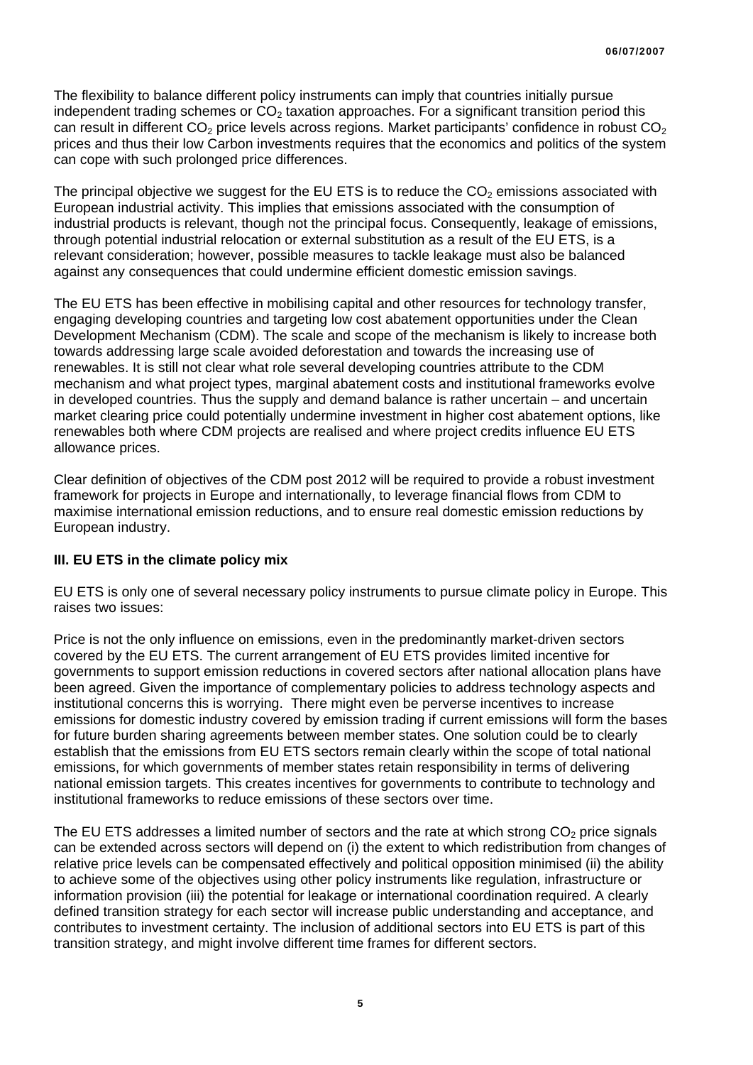The flexibility to balance different policy instruments can imply that countries initially pursue independent trading schemes or $CO_2$ taxation approaches. For a significant transition period this can result in different $CO_2$ price levels across regions. Market participants' confidence in robust $CO_2$ prices and thus their low Carbon investments requires that the economics and politics of the system can cope with such prolonged price differences.

The principal objective we suggest for the EU ETS is to reduce the $CO_2$ emissions associated with European industrial activity. This implies that emissions associated with the consumption of industrial products is relevant, though not the principal focus. Consequently, leakage of emissions, through potential industrial relocation or external substitution as a result of the EU ETS, is a relevant consideration; however, possible measures to tackle leakage must also be balanced against any consequences that could undermine efficient domestic emission savings.

The EU ETS has been effective in mobilising capital and other resources for technology transfer, engaging developing countries and targeting low cost abatement opportunities under the Clean Development Mechanism (CDM). The scale and scope of the mechanism is likely to increase both towards addressing large scale avoided deforestation and towards the increasing use of renewables. It is still not clear what role several developing countries attribute to the CDM mechanism and what project types, marginal abatement costs and institutional frameworks evolve in developed countries. Thus the supply and demand balance is rather uncertain – and uncertain market clearing price could potentially undermine investment in higher cost abatement options, like renewables both where CDM projects are realised and where project credits influence EU ETS allowance prices.

Clear definition of objectives of the CDM post 2012 will be required to provide a robust investment framework for projects in Europe and internationally, to leverage financial flows from CDM to maximise international emission reductions, and to ensure real domestic emission reductions by European industry.

### III. EU ETS in the climate policy mix

EU ETS is only one of several necessary policy instruments to pursue climate policy in Europe. This raises two issues:

Price is not the only influence on emissions, even in the predominantly market-driven sectors covered by the EU ETS. The current arrangement of EU ETS provides limited incentive for governments to support emission reductions in covered sectors after national allocation plans have been agreed. Given the importance of complementary policies to address technology aspects and institutional concerns this is worrying. There might even be perverse incentives to increase emissions for domestic industry covered by emission trading if current emissions will form the bases for future burden sharing agreements between member states. One solution could be to clearly establish that the emissions from EU ETS sectors remain clearly within the scope of total national emissions, for which governments of member states retain responsibility in terms of delivering national emission targets. This creates incentives for governments to contribute to technology and institutional frameworks to reduce emissions of these sectors over time.

The EU ETS addresses a limited number of sectors and the rate at which strong $CO_2$ price signals can be extended across sectors will depend on (i) the extent to which redistribution from changes of relative price levels can be compensated effectively and political opposition minimised (ii) the ability to achieve some of the objectives using other policy instruments like regulation, infrastructure or information provision (iii) the potential for leakage or international coordination required. A clearly defined transition strategy for each sector will increase public understanding and acceptance, and contributes to investment certainty. The inclusion of additional sectors into EU ETS is part of this transition strategy, and might involve different time frames for different sectors.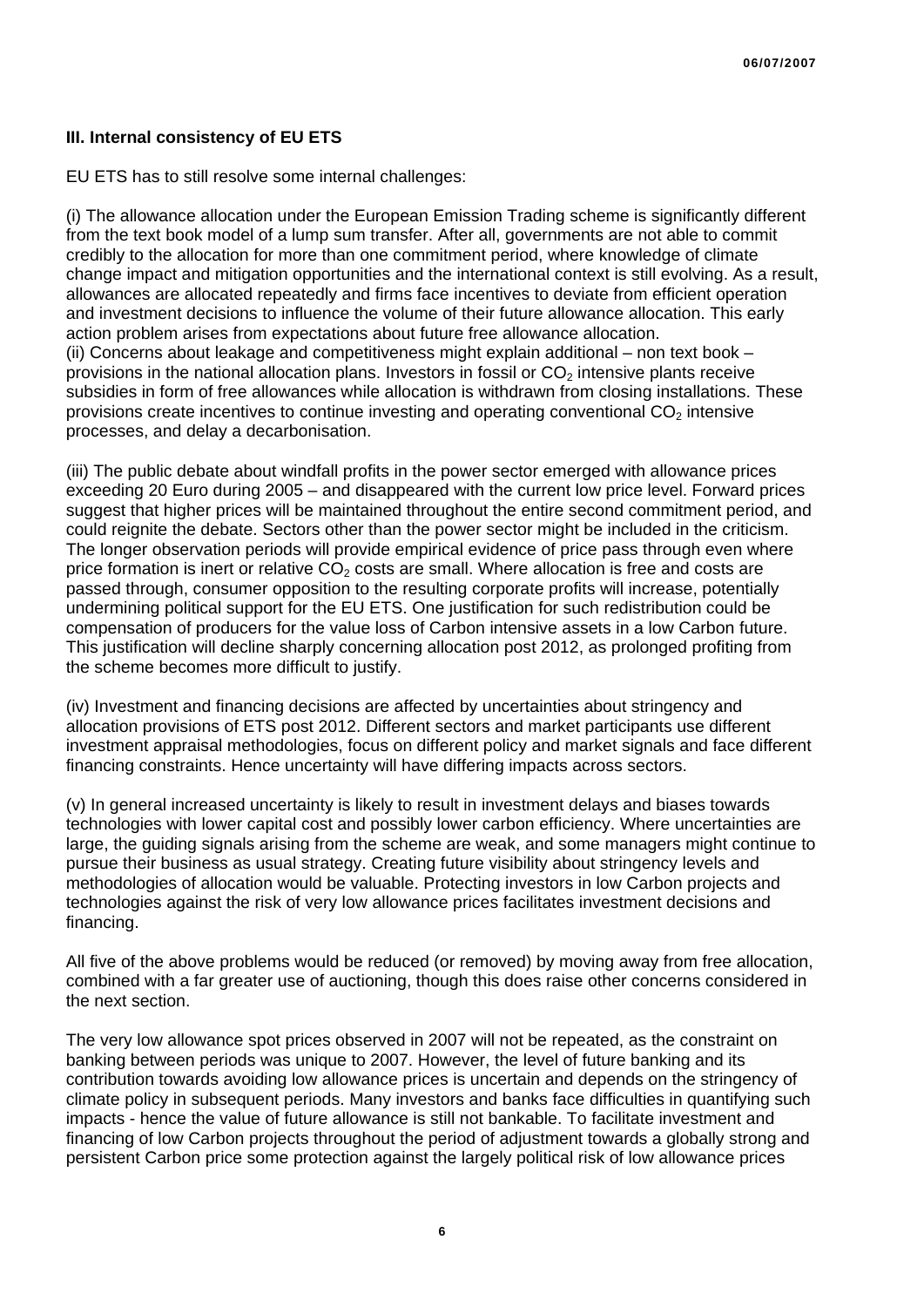### III. Internal consistency of EU ETS

EU ETS has to still resolve some internal challenges:

(i) The allowance allocation under the European Emission Trading scheme is significantly different from the text book model of a lump sum transfer. After all, governments are not able to commit credibly to the allocation for more than one commitment period, where knowledge of climate change impact and mitigation opportunities and the international context is still evolving. As a result, allowances are allocated repeatedly and firms face incentives to deviate from efficient operation and investment decisions to influence the volume of their future allowance allocation. This early action problem arises from expectations about future free allowance allocation.

(ii) Concerns about leakage and competitiveness might explain additional – non text book – provisions in the national allocation plans. Investors in fossil or $CO_2$ intensive plants receive subsidies in form of free allowances while allocation is withdrawn from closing installations. These provisions create incentives to continue investing and operating conventional $CO_2$ intensive processes, and delay a decarbonisation.

(iii) The public debate about windfall profits in the power sector emerged with allowance prices exceeding 20 Euro during 2005 – and disappeared with the current low price level. Forward prices suggest that higher prices will be maintained throughout the entire second commitment period, and could reignite the debate. Sectors other than the power sector might be included in the criticism. The longer observation periods will provide empirical evidence of price pass through even where price formation is inert or relative $CO_2$ costs are small. Where allocation is free and costs are passed through, consumer opposition to the resulting corporate profits will increase, potentially undermining political support for the EU ETS. One justification for such redistribution could be compensation of producers for the value loss of Carbon intensive assets in a low Carbon future. This justification will decline sharply concerning allocation post 2012, as prolonged profiting from the scheme becomes more difficult to justify.

(iv) Investment and financing decisions are affected by uncertainties about stringency and allocation provisions of ETS post 2012. Different sectors and market participants use different investment appraisal methodologies, focus on different policy and market signals and face different financing constraints. Hence uncertainty will have differing impacts across sectors.

(v) In general increased uncertainty is likely to result in investment delays and biases towards technologies with lower capital cost and possibly lower carbon efficiency. Where uncertainties are large, the guiding signals arising from the scheme are weak, and some managers might continue to pursue their business as usual strategy. Creating future visibility about stringency levels and methodologies of allocation would be valuable. Protecting investors in low Carbon projects and technologies against the risk of very low allowance prices facilitates investment decisions and financing.

All five of the above problems would be reduced (or removed) by moving away from free allocation, combined with a far greater use of auctioning, though this does raise other concerns considered in the next section.

The very low allowance spot prices observed in 2007 will not be repeated, as the constraint on banking between periods was unique to 2007. However, the level of future banking and its contribution towards avoiding low allowance prices is uncertain and depends on the stringency of climate policy in subsequent periods. Many investors and banks face difficulties in quantifying such impacts - hence the value of future allowance is still not bankable. To facilitate investment and financing of low Carbon projects throughout the period of adjustment towards a globally strong and persistent Carbon price some protection against the largely political risk of low allowance prices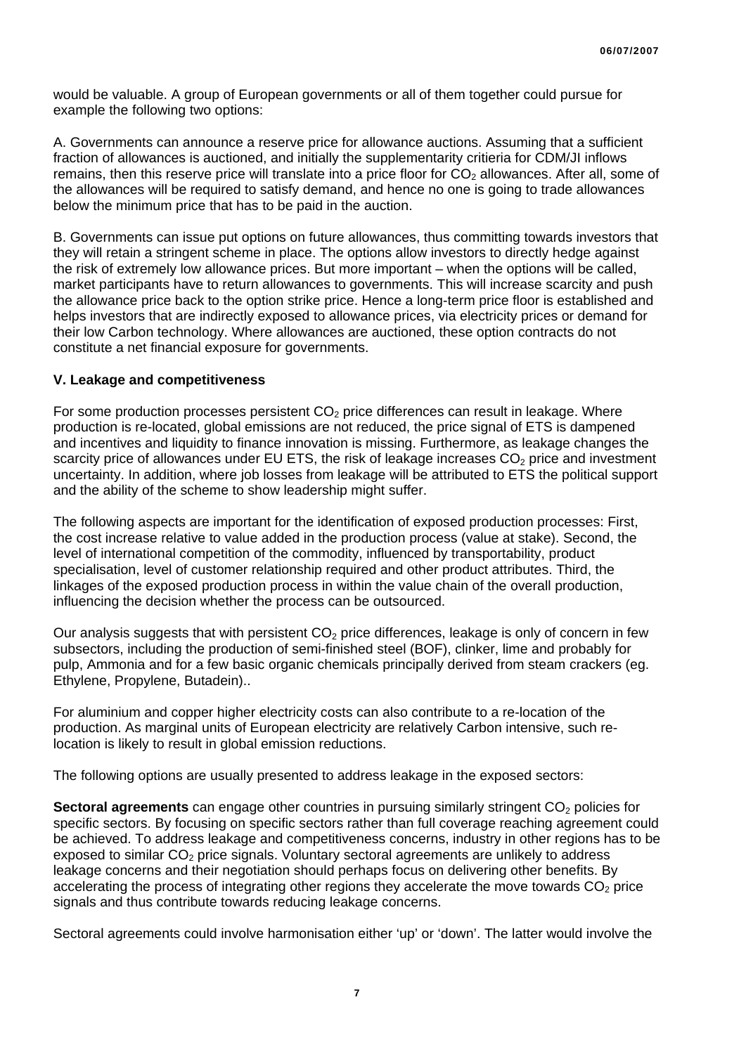would be valuable. A group of European governments or all of them together could pursue for example the following two options:

A. Governments can announce a reserve price for allowance auctions. Assuming that a sufficient fraction of allowances is auctioned, and initially the supplementarity critieria for CDM/JI inflows remains, then this reserve price will translate into a price floor for $CO_2$ allowances. After all, some of the allowances will be required to satisfy demand, and hence no one is going to trade allowances below the minimum price that has to be paid in the auction.

B. Governments can issue put options on future allowances, thus committing towards investors that they will retain a stringent scheme in place. The options allow investors to directly hedge against the risk of extremely low allowance prices. But more important – when the options will be called, market participants have to return allowances to governments. This will increase scarcity and push the allowance price back to the option strike price. Hence a long-term price floor is established and helps investors that are indirectly exposed to allowance prices, via electricity prices or demand for their low Carbon technology. Where allowances are auctioned, these option contracts do not constitute a net financial exposure for governments.

### V. Leakage and competitiveness

For some production processes persistent $CO_2$ price differences can result in leakage. Where production is re-located, global emissions are not reduced, the price signal of ETS is dampened and incentives and liquidity to finance innovation is missing. Furthermore, as leakage changes the scarcity price of allowances under EU ETS, the risk of leakage increases $CO_2$ price and investment uncertainty. In addition, where job losses from leakage will be attributed to ETS the political support and the ability of the scheme to show leadership might suffer.

The following aspects are important for the identification of exposed production processes: First, the cost increase relative to value added in the production process (value at stake). Second, the level of international competition of the commodity, influenced by transportability, product specialisation, level of customer relationship required and other product attributes. Third, the linkages of the exposed production process in within the value chain of the overall production, influencing the decision whether the process can be outsourced.

Our analysis suggests that with persistent $CO_2$ price differences, leakage is only of concern in few subsectors, including the production of semi-finished steel (BOF), clinker, lime and probably for pulp, Ammonia and for a few basic organic chemicals principally derived from steam crackers (eg. Ethylene, Propylene, Butadein)..

For aluminium and copper higher electricity costs can also contribute to a re-location of the production. As marginal units of European electricity are relatively Carbon intensive, such re-location is likely to result in global emission reductions.

The following options are usually presented to address leakage in the exposed sectors:

**Sectoral agreements** can engage other countries in pursuing similarly stringent $CO_2$ policies for specific sectors. By focusing on specific sectors rather than full coverage reaching agreement could be achieved. To address leakage and competitiveness concerns, industry in other regions has to be exposed to similar $CO_2$ price signals. Voluntary sectoral agreements are unlikely to address leakage concerns and their negotiation should perhaps focus on delivering other benefits. By accelerating the process of integrating other regions they accelerate the move towards $CO_2$ price signals and thus contribute towards reducing leakage concerns.

Sectoral agreements could involve harmonisation either 'up' or 'down'. The latter would involve the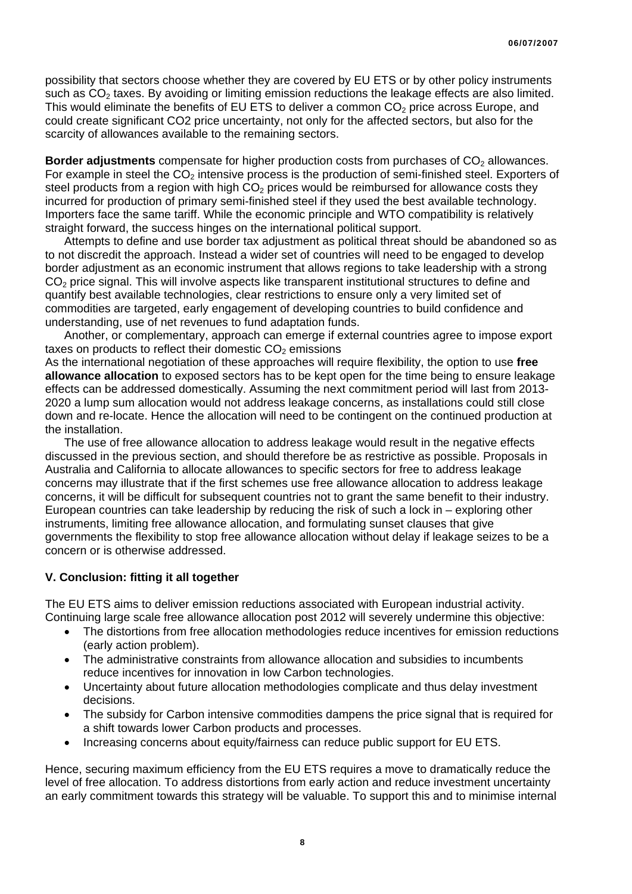possibility that sectors choose whether they are covered by EU ETS or by other policy instruments such as $CO_2$ taxes. By avoiding or limiting emission reductions the leakage effects are also limited. This would eliminate the benefits of EU ETS to deliver a common $CO_2$ price across Europe, and could create significant CO2 price uncertainty, not only for the affected sectors, but also for the scarcity of allowances available to the remaining sectors.

**Border adjustments** compensate for higher production costs from purchases of $CO_2$ allowances. For example in steel the $CO_2$ intensive process is the production of semi-finished steel. Exporters of steel products from a region with high $CO_2$ prices would be reimbursed for allowance costs they incurred for production of primary semi-finished steel if they used the best available technology. Importers face the same tariff. While the economic principle and WTO compatibility is relatively straight forward, the success hinges on the international political support.

Attempts to define and use border tax adjustment as political threat should be abandoned so as to not discredit the approach. Instead a wider set of countries will need to be engaged to develop border adjustment as an economic instrument that allows regions to take leadership with a strong $CO_2$ price signal. This will involve aspects like transparent institutional structures to define and quantify best available technologies, clear restrictions to ensure only a very limited set of commodities are targeted, early engagement of developing countries to build confidence and understanding, use of net revenues to fund adaptation funds.

Another, or complementary, approach can emerge if external countries agree to impose export taxes on products to reflect their domestic $CO_2$ emissions

As the international negotiation of these approaches will require flexibility, the option to use **free allowance allocation** to exposed sectors has to be kept open for the time being to ensure leakage effects can be addressed domestically. Assuming the next commitment period will last from 2013-2020 a lump sum allocation would not address leakage concerns, as installations could still close down and re-locate. Hence the allocation will need to be contingent on the continued production at the installation.

The use of free allowance allocation to address leakage would result in the negative effects discussed in the previous section, and should therefore be as restrictive as possible. Proposals in Australia and California to allocate allowances to specific sectors for free to address leakage concerns may illustrate that if the first schemes use free allowance allocation to address leakage concerns, it will be difficult for subsequent countries not to grant the same benefit to their industry. European countries can take leadership by reducing the risk of such a lock in – exploring other instruments, limiting free allowance allocation, and formulating sunset clauses that give governments the flexibility to stop free allowance allocation without delay if leakage seizes to be a concern or is otherwise addressed.

## V. Conclusion: fitting it all together

The EU ETS aims to deliver emission reductions associated with European industrial activity. Continuing large scale free allowance allocation post 2012 will severely undermine this objective:

- The distortions from free allocation methodologies reduce incentives for emission reductions (early action problem).
- The administrative constraints from allowance allocation and subsidies to incumbents reduce incentives for innovation in low Carbon technologies.
- Uncertainty about future allocation methodologies complicate and thus delay investment decisions.
- The subsidy for Carbon intensive commodities dampens the price signal that is required for a shift towards lower Carbon products and processes.
- Increasing concerns about equity/fairness can reduce public support for EU ETS.

Hence, securing maximum efficiency from the EU ETS requires a move to dramatically reduce the level of free allocation. To address distortions from early action and reduce investment uncertainty an early commitment towards this strategy will be valuable. To support this and to minimise internal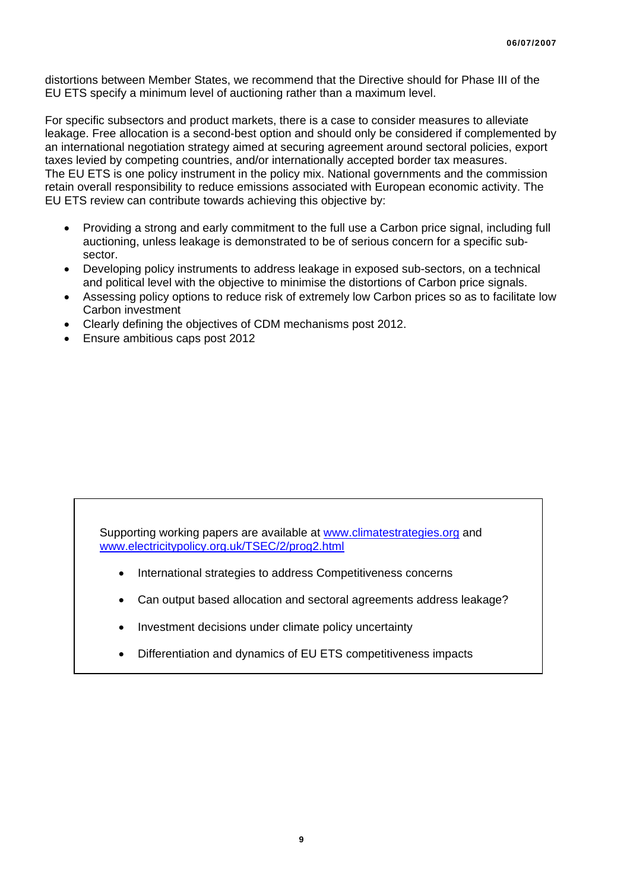distortions between Member States, we recommend that the Directive should for Phase III of the EU ETS specify a minimum level of auctioning rather than a maximum level.

For specific subsectors and product markets, there is a case to consider measures to alleviate leakage. Free allocation is a second-best option and should only be considered if complemented by an international negotiation strategy aimed at securing agreement around sectoral policies, export taxes levied by competing countries, and/or internationally accepted border tax measures.
The EU ETS is one policy instrument in the policy mix. National governments and the commission retain overall responsibility to reduce emissions associated with European economic activity. The EU ETS review can contribute towards achieving this objective by:

- Providing a strong and early commitment to the full use a Carbon price signal, including full auctioning, unless leakage is demonstrated to be of serious concern for a specific sub-sector.
- Developing policy instruments to address leakage in exposed sub-sectors, on a technical and political level with the objective to minimise the distortions of Carbon price signals.
- Assessing policy options to reduce risk of extremely low Carbon prices so as to facilitate low Carbon investment
- Clearly defining the objectives of CDM mechanisms post 2012.
- Ensure ambitious caps post 2012

Supporting working papers are available at www.climatestrategies.org and www.electricitypolicy.org.uk/TSEC/2/prog2.html

- International strategies to address Competitiveness concerns
- Can output based allocation and sectoral agreements address leakage?
- Investment decisions under climate policy uncertainty
- Differentiation and dynamics of EU ETS competitiveness impacts